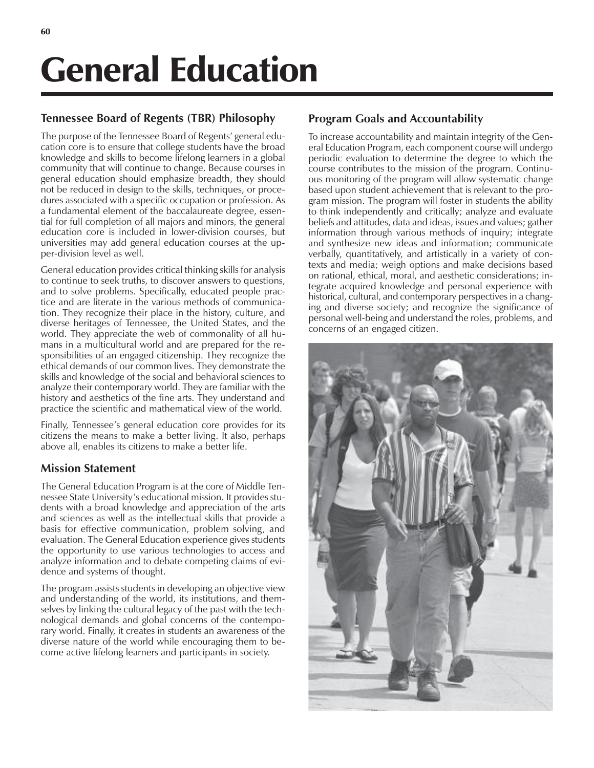# General Education

## Tennessee Board of Regents (TBR) Philosophy

The purpose of the Tennessee Board of Regents' general education core is to ensure that college students have the broad knowledge and skills to become lifelong learners in a global community that will continue to change. Because courses in general education should emphasize breadth, they should not be reduced in design to the skills, techniques, or procedures associated with a specific occupation or profession. As a fundamental element of the baccalaureate degree, essential for full completion of all majors and minors, the general education core is included in lower-division courses, but universities may add general education courses at the upper-division level as well.

General education provides critical thinking skills for analysis to continue to seek truths, to discover answers to questions, and to solve problems. Specifically, educated people practice and are literate in the various methods of communication. They recognize their place in the history, culture, and diverse heritages of Tennessee, the United States, and the world. They appreciate the web of commonality of all humans in a multicultural world and are prepared for the responsibilities of an engaged citizenship. They recognize the ethical demands of our common lives. They demonstrate the skills and knowledge of the social and behavioral sciences to analyze their contemporary world. They are familiar with the history and aesthetics of the fine arts. They understand and practice the scientific and mathematical view of the world.

Finally, Tennessee's general education core provides for its citizens the means to make a better living. It also, perhaps above all, enables its citizens to make a better life.

## Mission Statement

The General Education Program is at the core of Middle Tennessee State University's educational mission. It provides students with a broad knowledge and appreciation of the arts and sciences as well as the intellectual skills that provide a basis for effective communication, problem solving, and evaluation. The General Education experience gives students the opportunity to use various technologies to access and analyze information and to debate competing claims of evidence and systems of thought.

The program assists students in developing an objective view and understanding of the world, its institutions, and themselves by linking the cultural legacy of the past with the technological demands and global concerns of the contemporary world. Finally, it creates in students an awareness of the diverse nature of the world while encouraging them to become active lifelong learners and participants in society.

## Program Goals and Accountability

To increase accountability and maintain integrity of the General Education Program, each component course will undergo periodic evaluation to determine the degree to which the course contributes to the mission of the program. Continuous monitoring of the program will allow systematic change based upon student achievement that is relevant to the program mission. The program will foster in students the ability to think independently and critically; analyze and evaluate beliefs and attitudes, data and ideas, issues and values; gather information through various methods of inquiry; integrate and synthesize new ideas and information; communicate verbally, quantitatively, and artistically in a variety of contexts and media; weigh options and make decisions based on rational, ethical, moral, and aesthetic considerations; integrate acquired knowledge and personal experience with historical, cultural, and contemporary perspectives in a changing and diverse society; and recognize the significance of personal well-being and understand the roles, problems, and concerns of an engaged citizen.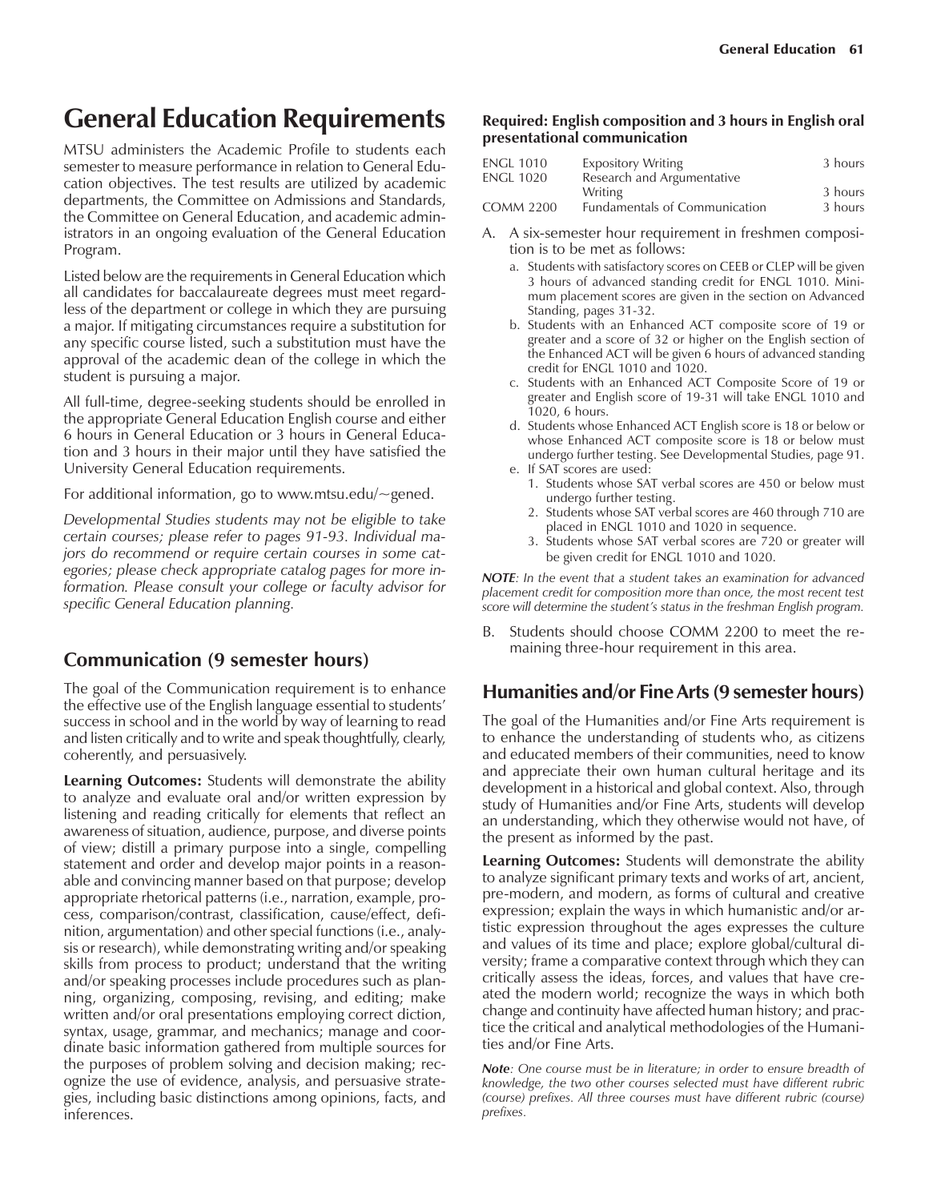# General Education Requirements

MTSU administers the Academic Profile to students each semester to measure performance in relation to General Education objectives. The test results are utilized by academic departments, the Committee on Admissions and Standards, the Committee on General Education, and academic administrators in an ongoing evaluation of the General Education Program.

Listed below are the requirements in General Education which all candidates for baccalaureate degrees must meet regardless of the department or college in which they are pursuing a major. If mitigating circumstances require a substitution for any specific course listed, such a substitution must have the approval of the academic dean of the college in which the student is pursuing a major.

All full-time, degree-seeking students should be enrolled in the appropriate General Education English course and either 6 hours in General Education or 3 hours in General Education and 3 hours in their major until they have satisfied the University General Education requirements.

For additional information, go to www.mtsu.edu/~gened.

*Developmental Studies students may not be eligible to take certain courses; please refer to pages 91-93. Individual majors do recommend or require certain courses in some categories; please check appropriate catalog pages for more information. Please consult your college or faculty advisor for specific General Education planning.*

## Communication (9 semester hours)

The goal of the Communication requirement is to enhance the effective use of the English language essential to students' success in school and in the world by way of learning to read and listen critically and to write and speak thoughtfully, clearly, coherently, and persuasively.

**Learning Outcomes:** Students will demonstrate the ability to analyze and evaluate oral and/or written expression by listening and reading critically for elements that reflect an awareness of situation, audience, purpose, and diverse points of view; distill a primary purpose into a single, compelling statement and order and develop major points in a reasonable and convincing manner based on that purpose; develop appropriate rhetorical patterns (i.e., narration, example, process, comparison/contrast, classification, cause/effect, definition, argumentation) and other special functions (i.e., analysis or research), while demonstrating writing and/or speaking skills from process to product; understand that the writing and/or speaking processes include procedures such as planning, organizing, composing, revising, and editing; make written and/or oral presentations employing correct diction, syntax, usage, grammar, and mechanics; manage and coordinate basic information gathered from multiple sources for the purposes of problem solving and decision making; recognize the use of evidence, analysis, and persuasive strategies, including basic distinctions among opinions, facts, and inferences.

**Required: English composition and 3 hours in English oral presentational communication**

| | | |
|---|---|---|
| ENGL 1010 | Expository Writing | 3 hours |
| ENGL 1020 | Research and Argumentative Writing | 3 hours |
| COMM 2200 | Fundamentals of Communication | 3 hours |

A. A six-semester hour requirement in freshmen composition is to be met as follows:

   a. Students with satisfactory scores on CEEB or CLEP will be given 3 hours of advanced standing credit for ENGL 1010. Minimum placement scores are given in the section on Advanced Standing, pages 31-32.
   b. Students with an Enhanced ACT composite score of 19 or greater and a score of 32 or higher on the English section of the Enhanced ACT will be given 6 hours of advanced standing credit for ENGL 1010 and 1020.
   c. Students with an Enhanced ACT Composite Score of 19 or greater and English score of 19-31 will take ENGL 1010 and 1020, 6 hours.
   d. Students whose Enhanced ACT English score is 18 or below or whose Enhanced ACT composite score is 18 or below must undergo further testing. See Developmental Studies, page 91.
   e. If SAT scores are used:
      1. Students whose SAT verbal scores are 450 or below must undergo further testing.
      2. Students whose SAT verbal scores are 460 through 710 are placed in ENGL 1010 and 1020 in sequence.
      3. Students whose SAT verbal scores are 720 or greater will be given credit for ENGL 1010 and 1020.

***NOTE**: In the event that a student takes an examination for advanced placement credit for composition more than once, the most recent test score will determine the student's status in the freshman English program.*

B. Students should choose COMM 2200 to meet the remaining three-hour requirement in this area.

## Humanities and/or Fine Arts (9 semester hours)

The goal of the Humanities and/or Fine Arts requirement is to enhance the understanding of students who, as citizens and educated members of their communities, need to know and appreciate their own human cultural heritage and its development in a historical and global context. Also, through study of Humanities and/or Fine Arts, students will develop an understanding, which they otherwise would not have, of the present as informed by the past.

**Learning Outcomes:** Students will demonstrate the ability to analyze significant primary texts and works of art, ancient, pre-modern, and modern, as forms of cultural and creative expression; explain the ways in which humanistic and/or artistic expression throughout the ages expresses the culture and values of its time and place; explore global/cultural diversity; frame a comparative context through which they can critically assess the ideas, forces, and values that have created the modern world; recognize the ways in which both change and continuity have affected human history; and practice the critical and analytical methodologies of the Humanities and/or Fine Arts.

***Note**: One course must be in literature; in order to ensure breadth of knowledge, the two other courses selected must have different rubric (course) prefixes. All three courses must have different rubric (course) prefixes.*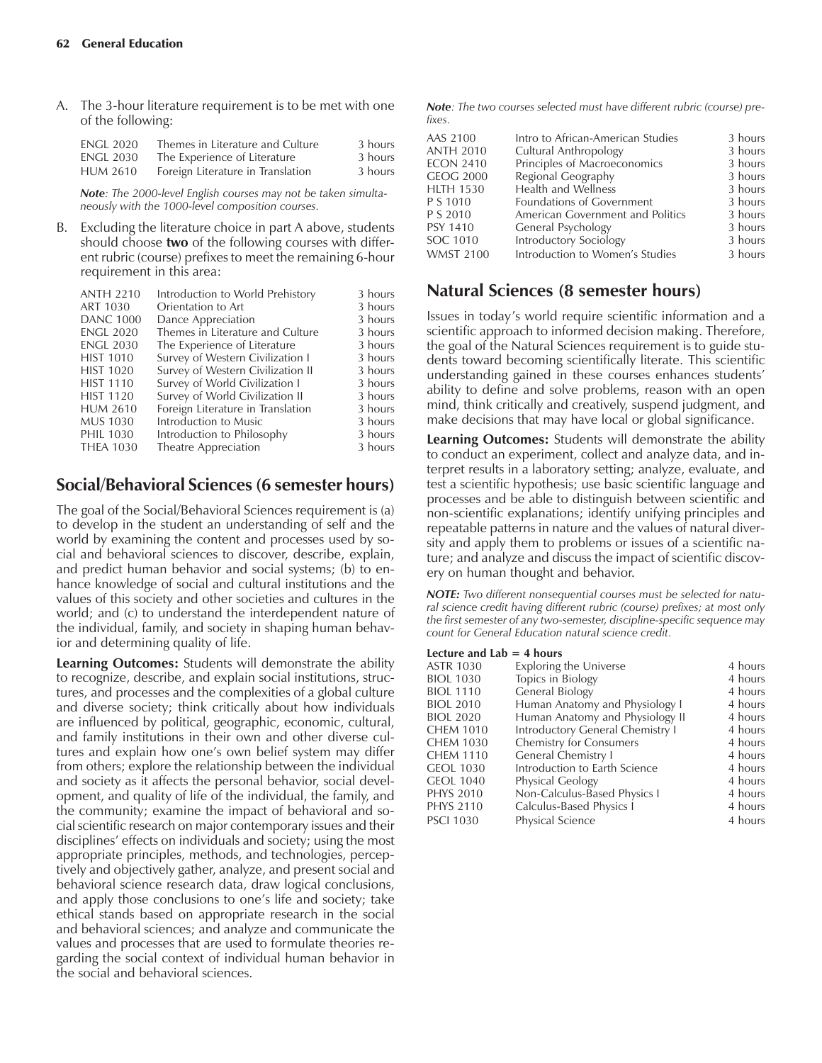A. The 3-hour literature requirement is to be met with one of the following:

| | | |
|---|---|---|
| ENGL 2020 | Themes in Literature and Culture | 3 hours |
| ENGL 2030 | The Experience of Literature | 3 hours |
| HUM 2610 | Foreign Literature in Translation | 3 hours |

***Note**: The 2000-level English courses may not be taken simultaneously with the 1000-level composition courses.*

B. Excluding the literature choice in part A above, students should choose **two** of the following courses with different rubric (course) prefixes to meet the remaining 6-hour requirement in this area:

| | | |
|---|---|---|
| ANTH 2210 | Introduction to World Prehistory | 3 hours |
| ART 1030 | Orientation to Art | 3 hours |
| DANC 1000 | Dance Appreciation | 3 hours |
| ENGL 2020 | Themes in Literature and Culture | 3 hours |
| ENGL 2030 | The Experience of Literature | 3 hours |
| HIST 1010 | Survey of Western Civilization I | 3 hours |
| HIST 1020 | Survey of Western Civilization II | 3 hours |
| HIST 1110 | Survey of World Civilization I | 3 hours |
| HIST 1120 | Survey of World Civilization II | 3 hours |
| HUM 2610 | Foreign Literature in Translation | 3 hours |
| MUS 1030 | Introduction to Music | 3 hours |
| PHIL 1030 | Introduction to Philosophy | 3 hours |
| THEA 1030 | Theatre Appreciation | 3 hours |

## Social/Behavioral Sciences (6 semester hours)

The goal of the Social/Behavioral Sciences requirement is (a) to develop in the student an understanding of self and the world by examining the content and processes used by social and behavioral sciences to discover, describe, explain, and predict human behavior and social systems; (b) to enhance knowledge of social and cultural institutions and the values of this society and other societies and cultures in the world; and (c) to understand the interdependent nature of the individual, family, and society in shaping human behavior and determining quality of life.

**Learning Outcomes:** Students will demonstrate the ability to recognize, describe, and explain social institutions, structures, and processes and the complexities of a global culture and diverse society; think critically about how individuals are influenced by political, geographic, economic, cultural, and family institutions in their own and other diverse cultures and explain how one's own belief system may differ from others; explore the relationship between the individual and society as it affects the personal behavior, social development, and quality of life of the individual, the family, and the community; examine the impact of behavioral and social scientific research on major contemporary issues and their disciplines' effects on individuals and society; using the most appropriate principles, methods, and technologies, perceptively and objectively gather, analyze, and present social and behavioral science research data, draw logical conclusions, and apply those conclusions to one's life and society; take ethical stands based on appropriate research in the social and behavioral sciences; and analyze and communicate the values and processes that are used to formulate theories regarding the social context of individual human behavior in the social and behavioral sciences.

***Note**: The two courses selected must have different rubric (course) prefixes.*

| | | |
|---|---|---|
| AAS 2100 | Intro to African-American Studies | 3 hours |
| ANTH 2010 | Cultural Anthropology | 3 hours |
| ECON 2410 | Principles of Macroeconomics | 3 hours |
| GEOG 2000 | Regional Geography | 3 hours |
| HLTH 1530 | Health and Wellness | 3 hours |
| P S 1010 | Foundations of Government | 3 hours |
| P S 2010 | American Government and Politics | 3 hours |
| PSY 1410 | General Psychology | 3 hours |
| SOC 1010 | Introductory Sociology | 3 hours |
| WMST 2100 | Introduction to Women's Studies | 3 hours |

## Natural Sciences (8 semester hours)

Issues in today's world require scientific information and a scientific approach to informed decision making. Therefore, the goal of the Natural Sciences requirement is to guide students toward becoming scientifically literate. This scientific understanding gained in these courses enhances students' ability to define and solve problems, reason with an open mind, think critically and creatively, suspend judgment, and make decisions that may have local or global significance.

**Learning Outcomes:** Students will demonstrate the ability to conduct an experiment, collect and analyze data, and interpret results in a laboratory setting; analyze, evaluate, and test a scientific hypothesis; use basic scientific language and processes and be able to distinguish between scientific and non-scientific explanations; identify unifying principles and repeatable patterns in nature and the values of natural diversity and apply them to problems or issues of a scientific nature; and analyze and discuss the impact of scientific discovery on human thought and behavior.

***NOTE:** Two different nonsequential courses must be selected for natural science credit having different rubric (course) prefixes; at most only the first semester of any two-semester, discipline-specific sequence may count for General Education natural science credit.*

**Lecture and Lab = 4 hours**

| | | |
|---|---|---|
| ASTR 1030 | Exploring the Universe | 4 hours |
| BIOL 1030 | Topics in Biology | 4 hours |
| BIOL 1110 | General Biology | 4 hours |
| BIOL 2010 | Human Anatomy and Physiology I | 4 hours |
| BIOL 2020 | Human Anatomy and Physiology II | 4 hours |
| CHEM 1010 | Introductory General Chemistry I | 4 hours |
| CHEM 1030 | Chemistry for Consumers | 4 hours |
| CHEM 1110 | General Chemistry I | 4 hours |
| GEOL 1030 | Introduction to Earth Science | 4 hours |
| GEOL 1040 | Physical Geology | 4 hours |
| PHYS 2010 | Non-Calculus-Based Physics I | 4 hours |
| PHYS 2110 | Calculus-Based Physics I | 4 hours |
| PSCI 1030 | Physical Science | 4 hours |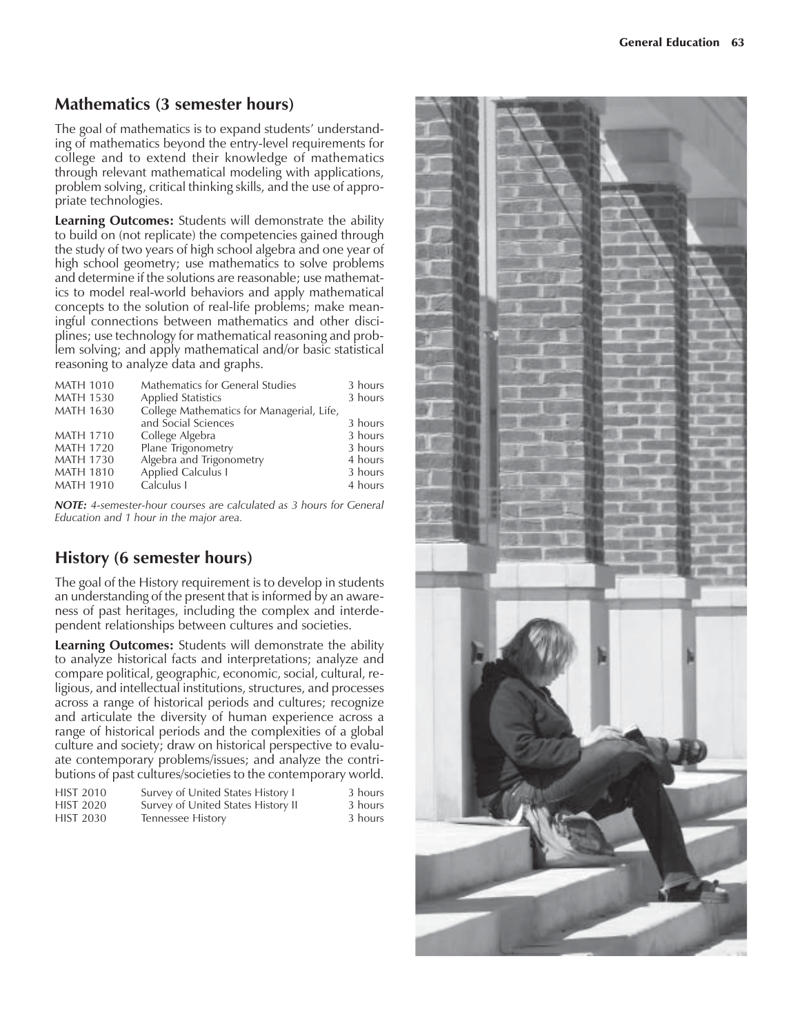## Mathematics (3 semester hours)

The goal of mathematics is to expand students' understanding of mathematics beyond the entry-level requirements for college and to extend their knowledge of mathematics through relevant mathematical modeling with applications, problem solving, critical thinking skills, and the use of appropriate technologies.

**Learning Outcomes:** Students will demonstrate the ability to build on (not replicate) the competencies gained through the study of two years of high school algebra and one year of high school geometry; use mathematics to solve problems and determine if the solutions are reasonable; use mathematics to model real-world behaviors and apply mathematical concepts to the solution of real-life problems; make meaningful connections between mathematics and other disciplines; use technology for mathematical reasoning and problem solving; and apply mathematical and/or basic statistical reasoning to analyze data and graphs.

| | | |
|---|---|---|
| MATH 1010 | Mathematics for General Studies | 3 hours |
| MATH 1530 | Applied Statistics | 3 hours |
| MATH 1630 | College Mathematics for Managerial, Life, and Social Sciences | 3 hours |
| MATH 1710 | College Algebra | 3 hours |
| MATH 1720 | Plane Trigonometry | 3 hours |
| MATH 1730 | Algebra and Trigonometry | 4 hours |
| MATH 1810 | Applied Calculus I | 3 hours |
| MATH 1910 | Calculus I | 4 hours |

***NOTE:*** *4-semester-hour courses are calculated as 3 hours for General Education and 1 hour in the major area.*

## History (6 semester hours)

The goal of the History requirement is to develop in students an understanding of the present that is informed by an awareness of past heritages, including the complex and interdependent relationships between cultures and societies.

**Learning Outcomes:** Students will demonstrate the ability to analyze historical facts and interpretations; analyze and compare political, geographic, economic, social, cultural, religious, and intellectual institutions, structures, and processes across a range of historical periods and cultures; recognize and articulate the diversity of human experience across a range of historical periods and the complexities of a global culture and society; draw on historical perspective to evaluate contemporary problems/issues; and analyze the contributions of past cultures/societies to the contemporary world.

| | | |
|---|---|---|
| HIST 2010 | Survey of United States History I | 3 hours |
| HIST 2020 | Survey of United States History II | 3 hours |
| HIST 2030 | Tennessee History | 3 hours |